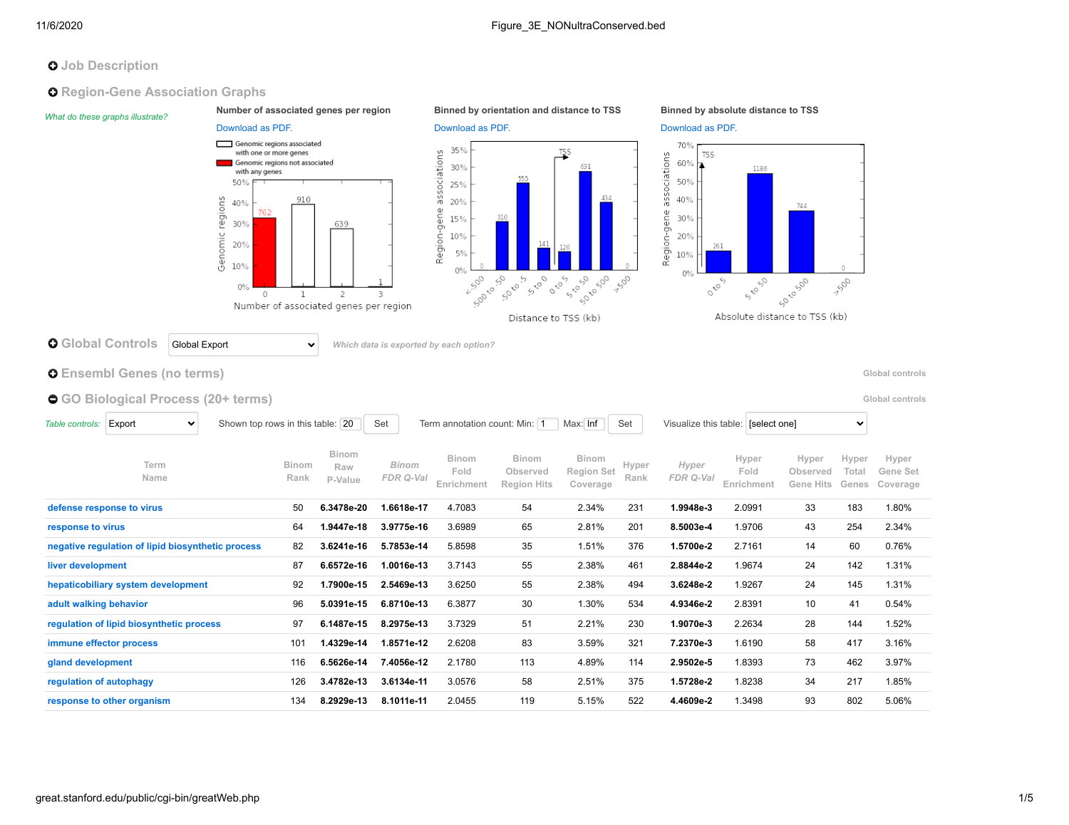# Figure_3E_NONultraConserved.bed

## Job Description

## Region-Gene Association Graphs

*What do these graphs illustrate?*

**Number of associated genes per region**

Download as PDF.

- Genomic regions associated with one or more genes
- Genomic regions not associated with any genes

| Number of associated genes per region | Genomic regions |
|---|---|
| 0 | 762 |
| 1 | 910 |
| 2 | 639 |
| 3 | 1 |

**Binned by orientation and distance to TSS**

Download as PDF.

| Distance to TSS (kb) | Region-gene associations |
|---|---|
| <-500 | 0 |
| -500 to -50 | 310 |
| -50 to -5 | 555 |
| -5 to 0 | 141 |
| 0 to 5 | 120 |
| 5 to 50 | 631 |
| 50 to 500 | 434 |
| >500 | 0 |

**Binned by absolute distance to TSS**

Download as PDF.

| Absolute distance to TSS (kb) | Region-gene associations |
|---|---|
| 0 to 5 | 261 |
| 5 to 50 | 1186 |
| 50 to 500 | 744 |
| >500 | 0 |

## Global Controls

Global Export

*Which data is exported by each option?*

## Ensembl Genes (no terms)

Global controls

## GO Biological Process (20+ terms)

Global controls

*Table controls:* Export | Shown top rows in this table: 20 Set | Term annotation count: Min: 1 Max: Inf Set | Visualize this table: [select one]

| Term Name | Binom Rank | Binom Raw P-Value | *Binom FDR Q-Val* | Binom Fold Enrichment | Binom Observed Region Hits | Binom Region Set Coverage | Hyper Rank | *Hyper FDR Q-Val* | Hyper Fold Enrichment | Hyper Observed Gene Hits | Hyper Total Genes | Hyper Gene Set Coverage |
|---|---|---|---|---|---|---|---|---|---|---|---|---|
| defense response to virus | 50 | **6.3478e-20** | **1.6618e-17** | 4.7083 | 54 | 2.34% | 231 | **1.9948e-3** | 2.0991 | 33 | 183 | 1.80% |
| response to virus | 64 | **1.9447e-18** | **3.9775e-16** | 3.6989 | 65 | 2.81% | 201 | **8.5003e-4** | 1.9706 | 43 | 254 | 2.34% |
| negative regulation of lipid biosynthetic process | 82 | **3.6241e-16** | **5.7853e-14** | 5.8598 | 35 | 1.51% | 376 | **1.5700e-2** | 2.7161 | 14 | 60 | 0.76% |
| liver development | 87 | **6.6572e-16** | **1.0016e-13** | 3.7143 | 55 | 2.38% | 461 | **2.8844e-2** | 1.9674 | 24 | 142 | 1.31% |
| hepaticobiliary system development | 92 | **1.7900e-15** | **2.5469e-13** | 3.6250 | 55 | 2.38% | 494 | **3.6248e-2** | 1.9267 | 24 | 145 | 1.31% |
| adult walking behavior | 96 | **5.0391e-15** | **6.8710e-13** | 6.3877 | 30 | 1.30% | 534 | **4.9346e-2** | 2.8391 | 10 | 41 | 0.54% |
| regulation of lipid biosynthetic process | 97 | **6.1487e-15** | **8.2975e-13** | 3.7329 | 51 | 2.21% | 230 | **1.9070e-3** | 2.2634 | 28 | 144 | 1.52% |
| immune effector process | 101 | **1.4329e-14** | **1.8571e-12** | 2.6208 | 83 | 3.59% | 321 | **7.2370e-3** | 1.6190 | 58 | 417 | 3.16% |
| gland development | 116 | **6.5626e-14** | **7.4056e-12** | 2.1780 | 113 | 4.89% | 114 | **2.9502e-5** | 1.8393 | 73 | 462 | 3.97% |
| regulation of autophagy | 126 | **3.4782e-13** | **3.6134e-11** | 3.0576 | 58 | 2.51% | 375 | **1.5728e-2** | 1.8238 | 34 | 217 | 1.85% |
| response to other organism | 134 | **8.2929e-13** | **8.1011e-11** | 2.0455 | 119 | 5.15% | 522 | **4.4609e-2** | 1.3498 | 93 | 802 | 5.06% |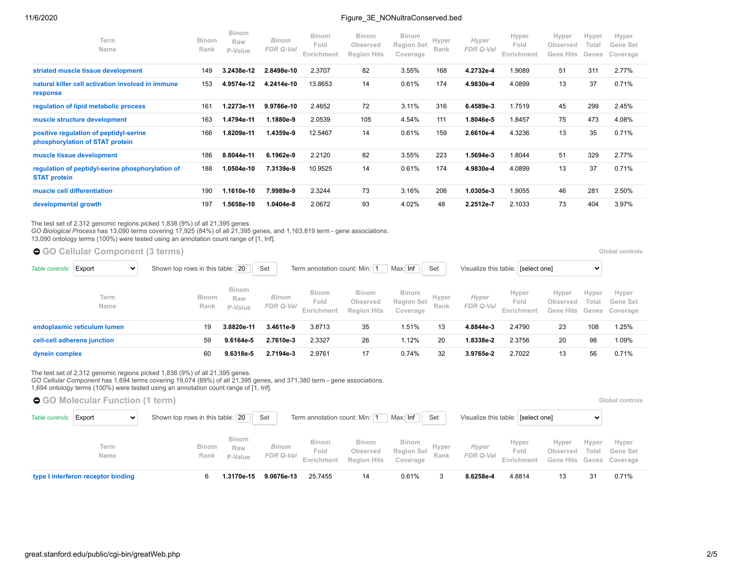| Term Name | Binom Rank | Binom Raw P-Value | *Binom FDR Q-Val* | Binom Fold Enrichment | Binom Observed Region Hits | Binom Region Set Coverage | Hyper Rank | *Hyper FDR Q-Val* | Hyper Fold Enrichment | Hyper Observed Gene Hits | Hyper Total Genes | Hyper Gene Set Coverage |
|---|---|---|---|---|---|---|---|---|---|---|---|---|
| striated muscle tissue development | 149 | **3.2438e-12** | **2.8498e-10** | 2.3707 | 82 | 3.55% | 168 | **4.2732e-4** | 1.9089 | 51 | 311 | 2.77% |
| natural killer cell activation involved in immune response | 153 | **4.9574e-12** | **4.2414e-10** | 13.8653 | 14 | 0.61% | 174 | **4.9830e-4** | 4.0899 | 13 | 37 | 0.71% |
| regulation of lipid metabolic process | 161 | **1.2273e-11** | **9.9786e-10** | 2.4652 | 72 | 3.11% | 316 | **6.4589e-3** | 1.7519 | 45 | 299 | 2.45% |
| muscle structure development | 163 | **1.4794e-11** | **1.1880e-9** | 2.0539 | 105 | 4.54% | 111 | **1.8046e-5** | 1.8457 | 75 | 473 | 4.08% |
| positive regulation of peptidyl-serine phosphorylation of STAT protein | 166 | **1.8209e-11** | **1.4359e-9** | 12.5467 | 14 | 0.61% | 159 | **2.6610e-4** | 4.3236 | 13 | 35 | 0.71% |
| muscle tissue development | 186 | **8.8044e-11** | **6.1962e-9** | 2.2120 | 82 | 3.55% | 223 | **1.5694e-3** | 1.8044 | 51 | 329 | 2.77% |
| regulation of peptidyl-serine phosphorylation of STAT protein | 188 | **1.0504e-10** | **7.3139e-9** | 10.9525 | 14 | 0.61% | 174 | **4.9830e-4** | 4.0899 | 13 | 37 | 0.71% |
| muscle cell differentiation | 190 | **1.1610e-10** | **7.9989e-9** | 2.3244 | 73 | 3.16% | 206 | **1.0305e-3** | 1.9055 | 46 | 281 | 2.50% |
| developmental growth | 197 | **1.5658e-10** | **1.0404e-8** | 2.0672 | 93 | 4.02% | 48 | **2.2512e-7** | 2.1033 | 73 | 404 | 3.97% |

The test set of 2,312 genomic regions picked 1,838 (9%) of all 21,395 genes.
*GO Biological Process* has 13,090 terms covering 17,925 (84%) of all 21,395 genes, and 1,163,819 term - gene associations.
13,090 ontology terms (100%) were tested using an annotation count range of [1, Inf].

## GO Cellular Component (3 terms)

Global controls

*Table controls:* Export | Shown top rows in this table: 20 Set | Term annotation count: Min: 1 Max: Inf Set | Visualize this table: [select one]

| Term Name | Binom Rank | Binom Raw P-Value | *Binom FDR Q-Val* | Binom Fold Enrichment | Binom Observed Region Hits | Binom Region Set Coverage | Hyper Rank | *Hyper FDR Q-Val* | Hyper Fold Enrichment | Hyper Observed Gene Hits | Hyper Total Genes | Hyper Gene Set Coverage |
|---|---|---|---|---|---|---|---|---|---|---|---|---|
| endoplasmic reticulum lumen | 19 | **3.8820e-11** | **3.4611e-9** | 3.8713 | 35 | 1.51% | 13 | **4.8844e-3** | 2.4790 | 23 | 108 | 1.25% |
| cell-cell adherens junction | 59 | **9.6164e-5** | **2.7610e-3** | 2.3327 | 26 | 1.12% | 20 | **1.8338e-2** | 2.3756 | 20 | 98 | 1.09% |
| dynein complex | 60 | **9.6318e-5** | **2.7194e-3** | 2.9761 | 17 | 0.74% | 32 | **3.9765e-2** | 2.7022 | 13 | 56 | 0.71% |

The test set of 2,312 genomic regions picked 1,838 (9%) of all 21,395 genes.
*GO Cellular Component* has 1,694 terms covering 19,074 (89%) of all 21,395 genes, and 371,380 term - gene associations.
1,694 ontology terms (100%) were tested using an annotation count range of [1, Inf].

## GO Molecular Function (1 term)

Global controls

*Table controls:* Export | Shown top rows in this table: 20 Set | Term annotation count: Min: 1 Max: Inf Set | Visualize this table: [select one]

| Term Name | Binom Rank | Binom Raw P-Value | *Binom FDR Q-Val* | Binom Fold Enrichment | Binom Observed Region Hits | Binom Region Set Coverage | Hyper Rank | *Hyper FDR Q-Val* | Hyper Fold Enrichment | Hyper Observed Gene Hits | Hyper Total Genes | Hyper Gene Set Coverage |
|---|---|---|---|---|---|---|---|---|---|---|---|---|
| type I interferon receptor binding | 6 | **1.3170e-15** | **9.0676e-13** | 25.7455 | 14 | 0.61% | 3 | **8.6258e-4** | 4.8814 | 13 | 31 | 0.71% |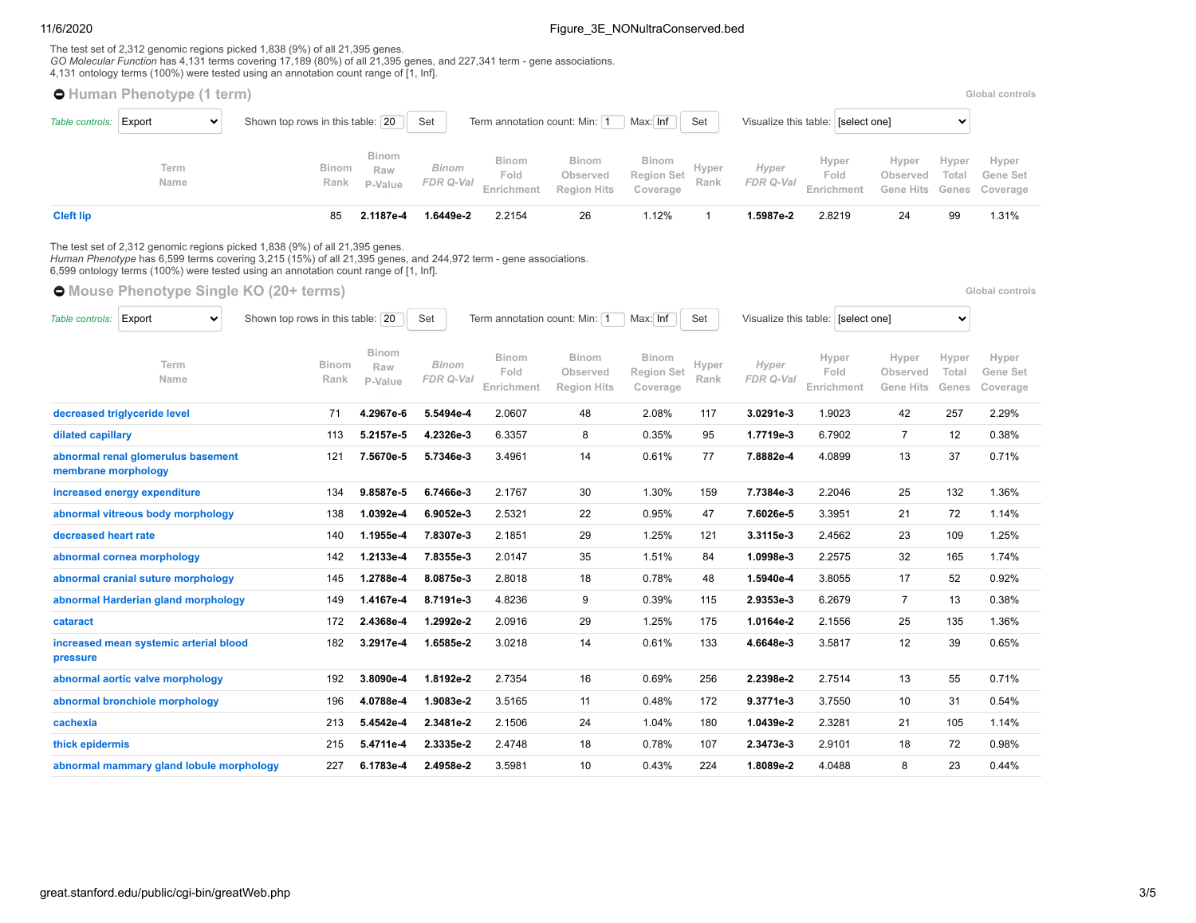The test set of 2,312 genomic regions picked 1,838 (9%) of all 21,395 genes.
*GO Molecular Function* has 4,131 terms covering 17,189 (80%) of all 21,395 genes, and 227,341 term - gene associations.
4,131 ontology terms (100%) were tested using an annotation count range of [1, Inf].

## Human Phenotype (1 term)

Global controls

Table controls: Export | Shown top rows in this table: 20 Set | Term annotation count: Min: 1 Max: Inf Set | Visualize this table: [select one]

| Term Name | Binom Rank | Binom Raw P-Value | *Binom FDR Q-Val* | Binom Fold Enrichment | Binom Observed Region Hits | Binom Region Set Coverage | Hyper Rank | *Hyper FDR Q-Val* | Hyper Fold Enrichment | Hyper Observed Gene Hits | Hyper Total Genes | Hyper Gene Set Coverage |
|---|---|---|---|---|---|---|---|---|---|---|---|---|
| Cleft lip | 85 | **2.1187e-4** | **1.6449e-2** | 2.2154 | 26 | 1.12% | 1 | **1.5987e-2** | 2.8219 | 24 | 99 | 1.31% |

The test set of 2,312 genomic regions picked 1,838 (9%) of all 21,395 genes.
*Human Phenotype* has 6,599 terms covering 3,215 (15%) of all 21,395 genes, and 244,972 term - gene associations.
6,599 ontology terms (100%) were tested using an annotation count range of [1, Inf].

## Mouse Phenotype Single KO (20+ terms)

Global controls

Table controls: Export | Shown top rows in this table: 20 Set | Term annotation count: Min: 1 Max: Inf Set | Visualize this table: [select one]

| Term Name | Binom Rank | Binom Raw P-Value | *Binom FDR Q-Val* | Binom Fold Enrichment | Binom Observed Region Hits | Binom Region Set Coverage | Hyper Rank | *Hyper FDR Q-Val* | Hyper Fold Enrichment | Hyper Observed Gene Hits | Hyper Total Genes | Hyper Gene Set Coverage |
|---|---|---|---|---|---|---|---|---|---|---|---|---|
| decreased triglyceride level | 71 | **4.2967e-6** | **5.5494e-4** | 2.0607 | 48 | 2.08% | 117 | **3.0291e-3** | 1.9023 | 42 | 257 | 2.29% |
| dilated capillary | 113 | **5.2157e-5** | **4.2326e-3** | 6.3357 | 8 | 0.35% | 95 | **1.7719e-3** | 6.7902 | 7 | 12 | 0.38% |
| abnormal renal glomerulus basement membrane morphology | 121 | **7.5670e-5** | **5.7346e-3** | 3.4961 | 14 | 0.61% | 77 | **7.8882e-4** | 4.0899 | 13 | 37 | 0.71% |
| increased energy expenditure | 134 | **9.8587e-5** | **6.7466e-3** | 2.1767 | 30 | 1.30% | 159 | **7.7384e-3** | 2.2046 | 25 | 132 | 1.36% |
| abnormal vitreous body morphology | 138 | **1.0392e-4** | **6.9052e-3** | 2.5321 | 22 | 0.95% | 47 | **7.6026e-5** | 3.3951 | 21 | 72 | 1.14% |
| decreased heart rate | 140 | **1.1955e-4** | **7.8307e-3** | 2.1851 | 29 | 1.25% | 121 | **3.3115e-3** | 2.4562 | 23 | 109 | 1.25% |
| abnormal cornea morphology | 142 | **1.2133e-4** | **7.8355e-3** | 2.0147 | 35 | 1.51% | 84 | **1.0998e-3** | 2.2575 | 32 | 165 | 1.74% |
| abnormal cranial suture morphology | 145 | **1.2788e-4** | **8.0875e-3** | 2.8018 | 18 | 0.78% | 48 | **1.5940e-4** | 3.8055 | 17 | 52 | 0.92% |
| abnormal Harderian gland morphology | 149 | **1.4167e-4** | **8.7191e-3** | 4.8236 | 9 | 0.39% | 115 | **2.9353e-3** | 6.2679 | 7 | 13 | 0.38% |
| cataract | 172 | **2.4368e-4** | **1.2992e-2** | 2.0916 | 29 | 1.25% | 175 | **1.0164e-2** | 2.1556 | 25 | 135 | 1.36% |
| increased mean systemic arterial blood pressure | 182 | **3.2917e-4** | **1.6585e-2** | 3.0218 | 14 | 0.61% | 133 | **4.6648e-3** | 3.5817 | 12 | 39 | 0.65% |
| abnormal aortic valve morphology | 192 | **3.8090e-4** | **1.8192e-2** | 2.7354 | 16 | 0.69% | 256 | **2.2398e-2** | 2.7514 | 13 | 55 | 0.71% |
| abnormal bronchiole morphology | 196 | **4.0788e-4** | **1.9083e-2** | 3.5165 | 11 | 0.48% | 172 | **9.3771e-3** | 3.7550 | 10 | 31 | 0.54% |
| cachexia | 213 | **5.4542e-4** | **2.3481e-2** | 2.1506 | 24 | 1.04% | 180 | **1.0439e-2** | 2.3281 | 21 | 105 | 1.14% |
| thick epidermis | 215 | **5.4711e-4** | **2.3335e-2** | 2.4748 | 18 | 0.78% | 107 | **2.3473e-3** | 2.9101 | 18 | 72 | 0.98% |
| abnormal mammary gland lobule morphology | 227 | **6.1783e-4** | **2.4958e-2** | 3.5981 | 10 | 0.43% | 224 | **1.8089e-2** | 4.0488 | 8 | 23 | 0.44% |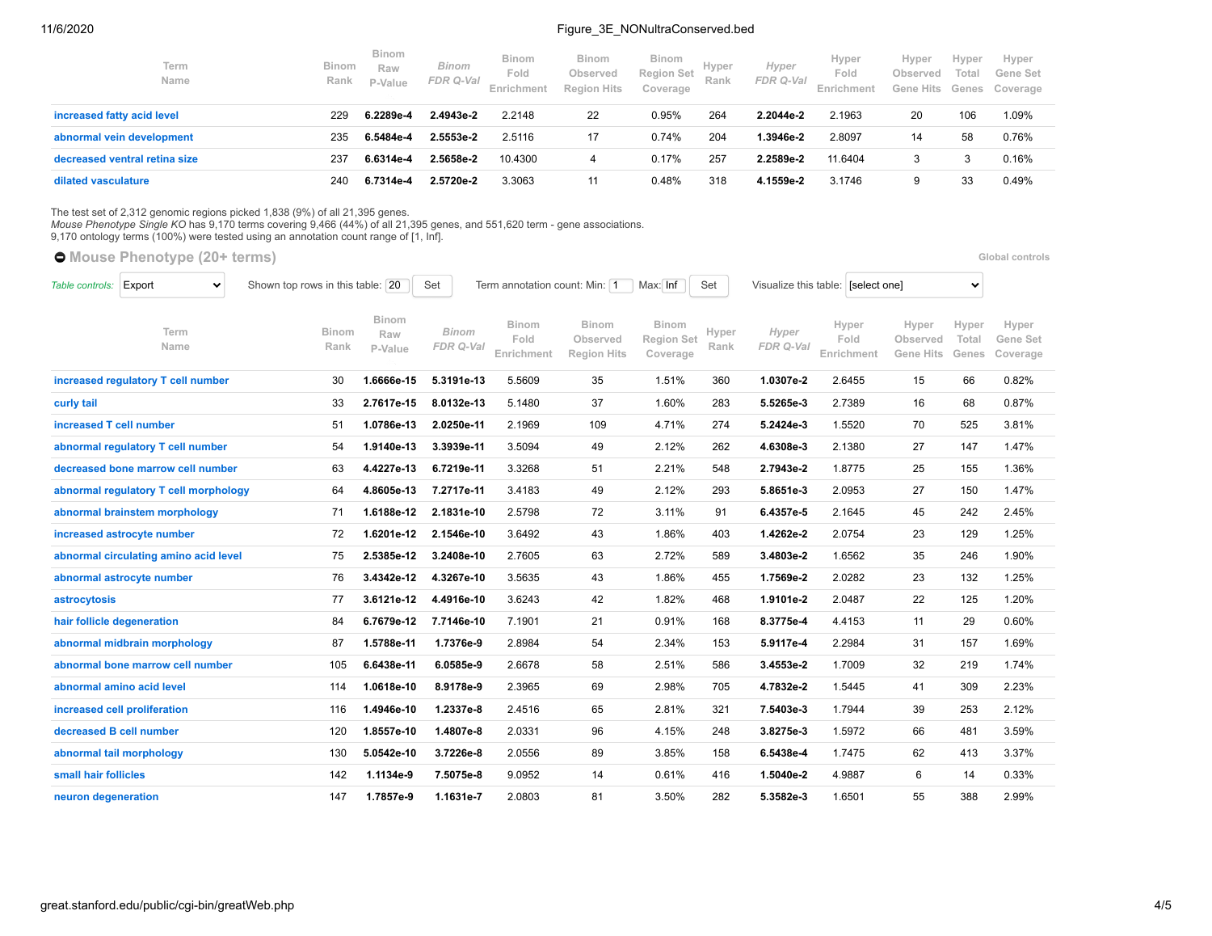| Term Name | Binom Rank | Binom Raw P-Value | Binom FDR Q-Val | Binom Fold Enrichment | Binom Observed Region Hits | Binom Region Set Coverage | Hyper Rank | Hyper FDR Q-Val | Hyper Fold Enrichment | Hyper Observed Gene Hits | Hyper Total Genes | Hyper Gene Set Coverage |
|---|---|---|---|---|---|---|---|---|---|---|---|---|
| increased fatty acid level | 229 | **6.2289e-4** | **2.4943e-2** | 2.2148 | 22 | 0.95% | 264 | **2.2044e-2** | 2.1963 | 20 | 106 | 1.09% |
| abnormal vein development | 235 | **6.5484e-4** | **2.5553e-2** | 2.5116 | 17 | 0.74% | 204 | **1.3946e-2** | 2.8097 | 14 | 58 | 0.76% |
| decreased ventral retina size | 237 | **6.6314e-4** | **2.5658e-2** | 10.4300 | 4 | 0.17% | 257 | **2.2589e-2** | 11.6404 | 3 | 3 | 0.16% |
| dilated vasculature | 240 | **6.7314e-4** | **2.5720e-2** | 3.3063 | 11 | 0.48% | 318 | **4.1559e-2** | 3.1746 | 9 | 33 | 0.49% |

The test set of 2,312 genomic regions picked 1,838 (9%) of all 21,395 genes.
*Mouse Phenotype Single KO* has 9,170 terms covering 9,466 (44%) of all 21,395 genes, and 551,620 term - gene associations.
9,170 ontology terms (100%) were tested using an annotation count range of [1, Inf].

## Mouse Phenotype (20+ terms)

Global controls

*Table controls:* Export    Shown top rows in this table: 20 Set    Term annotation count: Min: 1 Max: Inf Set    Visualize this table: [select one]

| Term Name | Binom Rank | Binom Raw P-Value | Binom FDR Q-Val | Binom Fold Enrichment | Binom Observed Region Hits | Binom Region Set Coverage | Hyper Rank | Hyper FDR Q-Val | Hyper Fold Enrichment | Hyper Observed Gene Hits | Hyper Total Genes | Hyper Gene Set Coverage |
|---|---|---|---|---|---|---|---|---|---|---|---|---|
| increased regulatory T cell number | 30 | **1.6666e-15** | **5.3191e-13** | 5.5609 | 35 | 1.51% | 360 | **1.0307e-2** | 2.6455 | 15 | 66 | 0.82% |
| curly tail | 33 | **2.7617e-15** | **8.0132e-13** | 5.1480 | 37 | 1.60% | 283 | **5.5265e-3** | 2.7389 | 16 | 68 | 0.87% |
| increased T cell number | 51 | **1.0786e-13** | **2.0250e-11** | 2.1969 | 109 | 4.71% | 274 | **5.2424e-3** | 1.5520 | 70 | 525 | 3.81% |
| abnormal regulatory T cell number | 54 | **1.9140e-13** | **3.3939e-11** | 3.5094 | 49 | 2.12% | 262 | **4.6308e-3** | 2.1380 | 27 | 147 | 1.47% |
| decreased bone marrow cell number | 63 | **4.4227e-13** | **6.7219e-11** | 3.3268 | 51 | 2.21% | 548 | **2.7943e-2** | 1.8775 | 25 | 155 | 1.36% |
| abnormal regulatory T cell morphology | 64 | **4.8605e-13** | **7.2717e-11** | 3.4183 | 49 | 2.12% | 293 | **5.8651e-3** | 2.0953 | 27 | 150 | 1.47% |
| abnormal brainstem morphology | 71 | **1.6188e-12** | **2.1831e-10** | 2.5798 | 72 | 3.11% | 91 | **6.4357e-5** | 2.1645 | 45 | 242 | 2.45% |
| increased astrocyte number | 72 | **1.6201e-12** | **2.1546e-10** | 3.6492 | 43 | 1.86% | 403 | **1.4262e-2** | 2.0754 | 23 | 129 | 1.25% |
| abnormal circulating amino acid level | 75 | **2.5385e-12** | **3.2408e-10** | 2.7605 | 63 | 2.72% | 589 | **3.4803e-2** | 1.6562 | 35 | 246 | 1.90% |
| abnormal astrocyte number | 76 | **3.4342e-12** | **4.3267e-10** | 3.5635 | 43 | 1.86% | 455 | **1.7569e-2** | 2.0282 | 23 | 132 | 1.25% |
| astrocytosis | 77 | **3.6121e-12** | **4.4916e-10** | 3.6243 | 42 | 1.82% | 468 | **1.9101e-2** | 2.0487 | 22 | 125 | 1.20% |
| hair follicle degeneration | 84 | **6.7679e-12** | **7.7146e-10** | 7.1901 | 21 | 0.91% | 168 | **8.3775e-4** | 4.4153 | 11 | 29 | 0.60% |
| abnormal midbrain morphology | 87 | **1.5788e-11** | **1.7376e-9** | 2.8984 | 54 | 2.34% | 153 | **5.9117e-4** | 2.2984 | 31 | 157 | 1.69% |
| abnormal bone marrow cell number | 105 | **6.6438e-11** | **6.0585e-9** | 2.6678 | 58 | 2.51% | 586 | **3.4553e-2** | 1.7009 | 32 | 219 | 1.74% |
| abnormal amino acid level | 114 | **1.0618e-10** | **8.9178e-9** | 2.3965 | 69 | 2.98% | 705 | **4.7832e-2** | 1.5445 | 41 | 309 | 2.23% |
| increased cell proliferation | 116 | **1.4946e-10** | **1.2337e-8** | 2.4516 | 65 | 2.81% | 321 | **7.5403e-3** | 1.7944 | 39 | 253 | 2.12% |
| decreased B cell number | 120 | **1.8557e-10** | **1.4807e-8** | 2.0331 | 96 | 4.15% | 248 | **3.8275e-3** | 1.5972 | 66 | 481 | 3.59% |
| abnormal tail morphology | 130 | **5.0542e-10** | **3.7226e-8** | 2.0556 | 89 | 3.85% | 158 | **6.5438e-4** | 1.7475 | 62 | 413 | 3.37% |
| small hair follicles | 142 | **1.1134e-9** | **7.5075e-8** | 9.0952 | 14 | 0.61% | 416 | **1.5040e-2** | 4.9887 | 6 | 14 | 0.33% |
| neuron degeneration | 147 | **1.7857e-9** | **1.1631e-7** | 2.0803 | 81 | 3.50% | 282 | **5.3582e-3** | 1.6501 | 55 | 388 | 2.99% |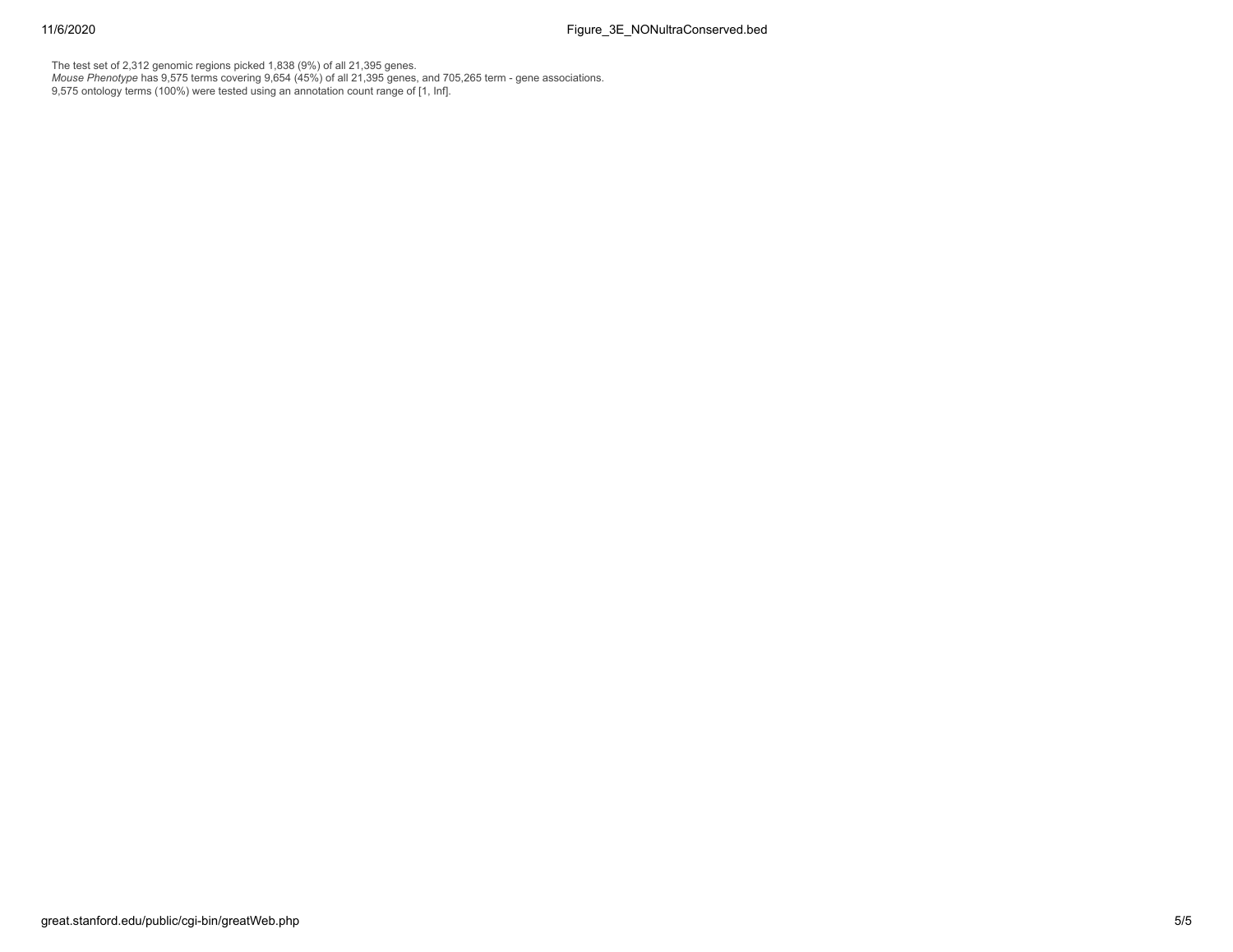The test set of 2,312 genomic regions picked 1,838 (9%) of all 21,395 genes.
*Mouse Phenotype* has 9,575 terms covering 9,654 (45%) of all 21,395 genes, and 705,265 term - gene associations.
9,575 ontology terms (100%) were tested using an annotation count range of [1, Inf].